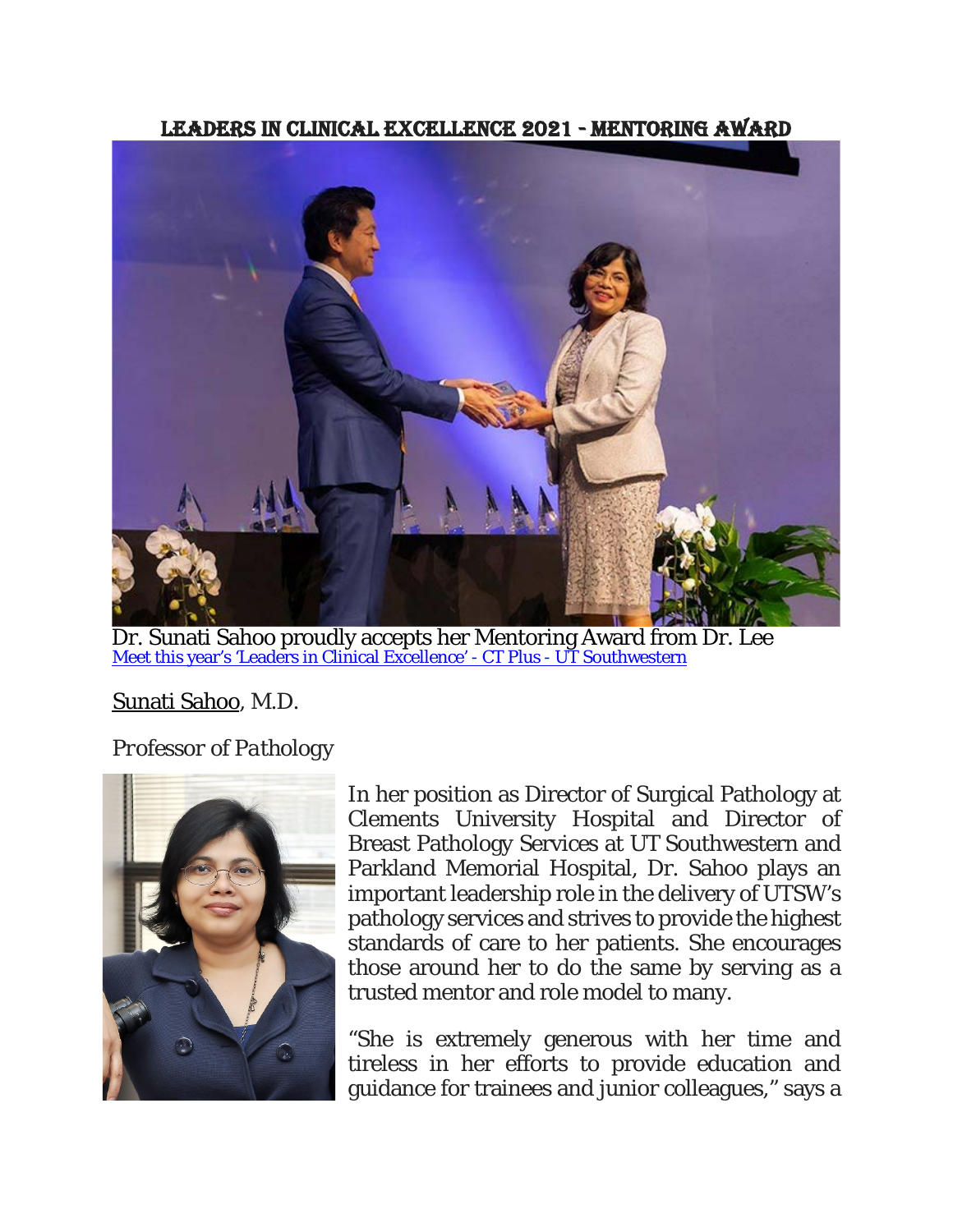# LEADERS IN CLINICAL EXCELLENCE 2021 - MENTORING AWARD

Dr. Sunati Sahoo proudly accepts her Mentoring Award from Dr. Lee
[Meet this year's 'Leaders in Clinical Excellence' - CT Plus - UT Southwestern]

Sunati Sahoo, M.D.

*Professor of Pathology*

In her position as Director of Surgical Pathology at Clements University Hospital and Director of Breast Pathology Services at UT Southwestern and Parkland Memorial Hospital, Dr. Sahoo plays an important leadership role in the delivery of UTSW's pathology services and strives to provide the highest standards of care to her patients. She encourages those around her to do the same by serving as a trusted mentor and role model to many.

"She is extremely generous with her time and tireless in her efforts to provide education and guidance for trainees and junior colleagues," says a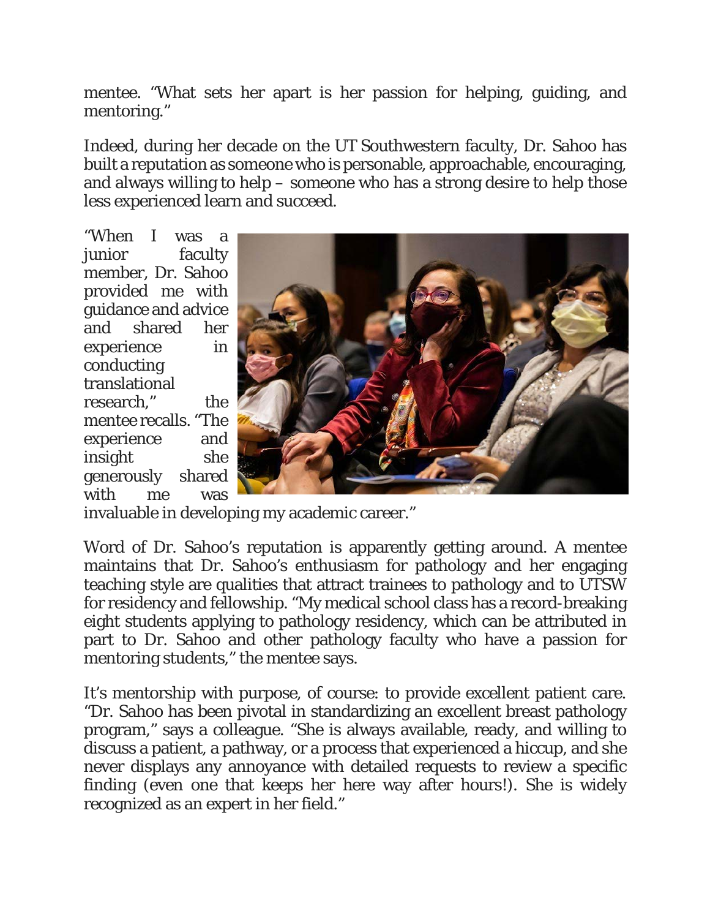mentee. "What sets her apart is her passion for helping, guiding, and mentoring."

Indeed, during her decade on the UT Southwestern faculty, Dr. Sahoo has built a reputation as someone who is personable, approachable, encouraging, and always willing to help – someone who has a strong desire to help those less experienced learn and succeed.

"When I was a junior faculty member, Dr. Sahoo provided me with guidance and advice and shared her experience in conducting translational research," the mentee recalls. "The experience and insight she generously shared with me was invaluable in developing my academic career."

Word of Dr. Sahoo's reputation is apparently getting around. A mentee maintains that Dr. Sahoo's enthusiasm for pathology and her engaging teaching style are qualities that attract trainees to pathology and to UTSW for residency and fellowship. "My medical school class has a record-breaking eight students applying to pathology residency, which can be attributed in part to Dr. Sahoo and other pathology faculty who have a passion for mentoring students," the mentee says.

It's mentorship with purpose, of course: to provide excellent patient care. "Dr. Sahoo has been pivotal in standardizing an excellent breast pathology program," says a colleague. "She is always available, ready, and willing to discuss a patient, a pathway, or a process that experienced a hiccup, and she never displays any annoyance with detailed requests to review a specific finding (even one that keeps her here way after hours!). She is widely recognized as an expert in her field."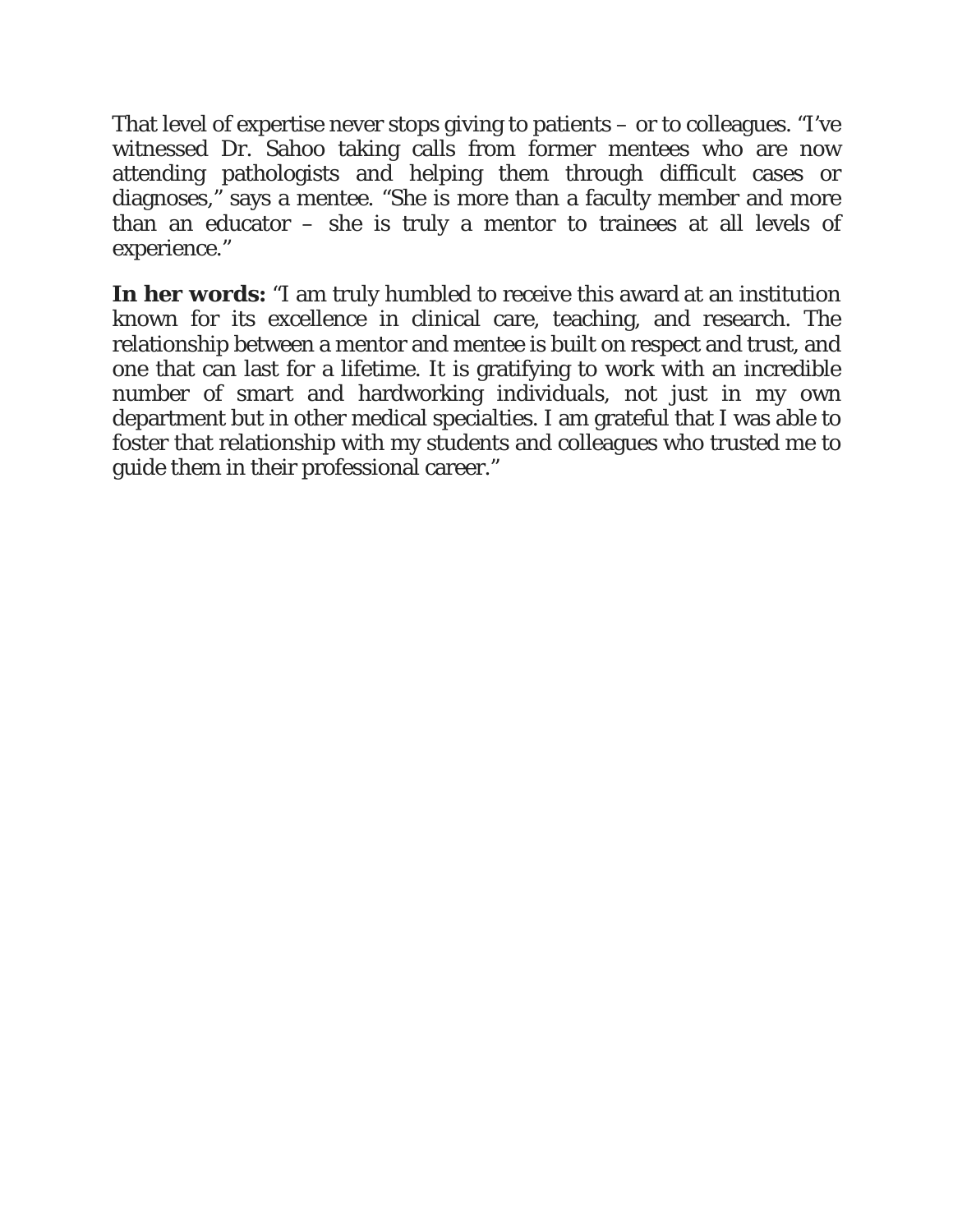That level of expertise never stops giving to patients – or to colleagues. "I've witnessed Dr. Sahoo taking calls from former mentees who are now attending pathologists and helping them through difficult cases or diagnoses," says a mentee. "She is more than a faculty member and more than an educator – she is truly a mentor to trainees at all levels of experience."

**In her words:** "I am truly humbled to receive this award at an institution known for its excellence in clinical care, teaching, and research. The relationship between a mentor and mentee is built on respect and trust, and one that can last for a lifetime. It is gratifying to work with an incredible number of smart and hardworking individuals, not just in my own department but in other medical specialties. I am grateful that I was able to foster that relationship with my students and colleagues who trusted me to guide them in their professional career."